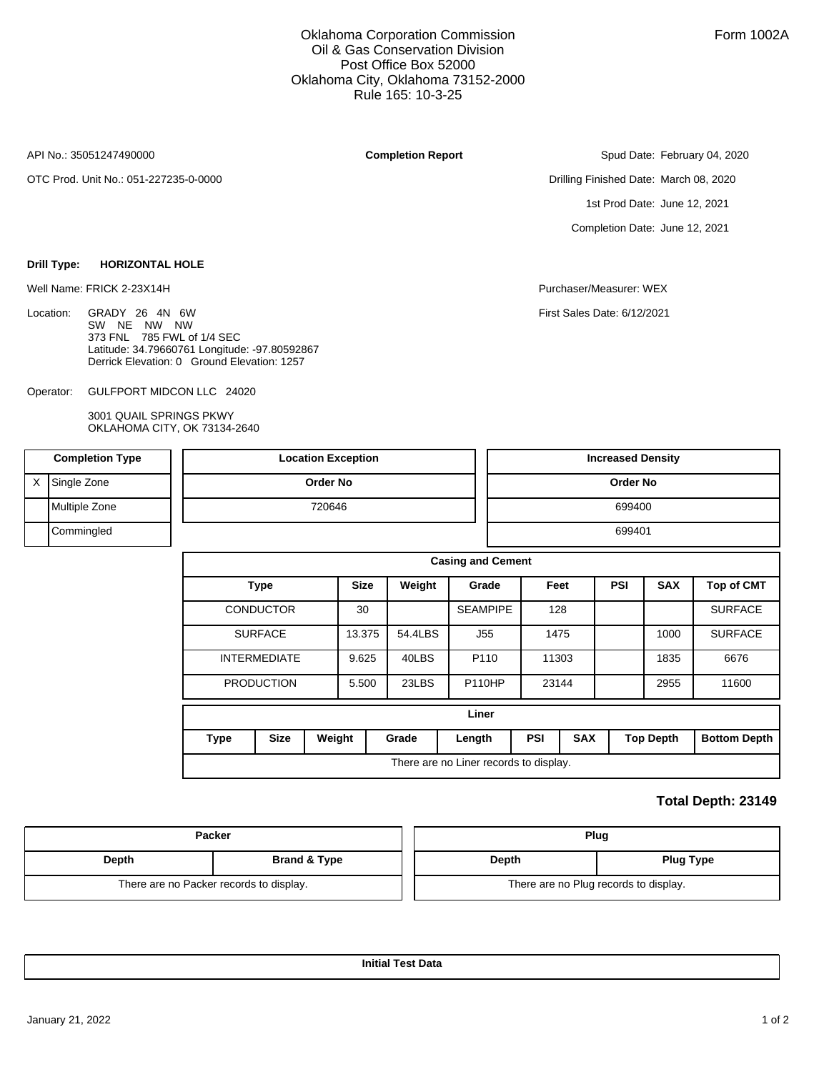Oklahoma Corporation Commission
Oil & Gas Conservation Division
Post Office Box 52000
Oklahoma City, Oklahoma 73152-2000
Rule 165: 10-3-25

Form 1002A

API No.: 35051247490000

OTC Prod. Unit No.: 051-227235-0-0000

**Completion Report**

Spud Date: February 04, 2020

Drilling Finished Date: March 08, 2020

1st Prod Date: June 12, 2021

Completion Date: June 12, 2021

**Drill Type: HORIZONTAL HOLE**

Well Name: FRICK 2-23X14H

Purchaser/Measurer: WEX

First Sales Date: 6/12/2021

Location: GRADY 26 4N 6W
SW NE NW NW
373 FNL 785 FWL of 1/4 SEC
Latitude: 34.79660761 Longitude: -97.80592867
Derrick Elevation: 0 Ground Elevation: 1257

Operator: GULFPORT MIDCON LLC 24020

3001 QUAIL SPRINGS PKWY
OKLAHOMA CITY, OK 73134-2640

| | Completion Type |
|---|---|
| X | Single Zone |
| | Multiple Zone |
| | Commingled |

| Location Exception |
|---|
| Order No |
| 720646 |

| Increased Density |
|---|
| Order No |
| 699400 |
| 699401 |

**Casing and Cement**

| Type | Size | Weight | Grade | Feet | PSI | SAX | Top of CMT |
|---|---|---|---|---|---|---|---|
| CONDUCTOR | 30 | | SEAMPIPE | 128 | | | SURFACE |
| SURFACE | 13.375 | 54.4LBS | J55 | 1475 | | 1000 | SURFACE |
| INTERMEDIATE | 9.625 | 40LBS | P110 | 11303 | | 1835 | 6676 |
| PRODUCTION | 5.500 | 23LBS | P110HP | 23144 | | 2955 | 11600 |

**Liner**

| Type | Size | Weight | Grade | Length | PSI | SAX | Top Depth | Bottom Depth |
|---|---|---|---|---|---|---|---|---|
| There are no Liner records to display. | | | | | | | | |

**Total Depth: 23149**

**Packer**

| Depth | Brand & Type |
|---|---|
| There are no Packer records to display. | |

**Plug**

| Depth | Plug Type |
|---|---|
| There are no Plug records to display. | |

**Initial Test Data**

January 21, 2022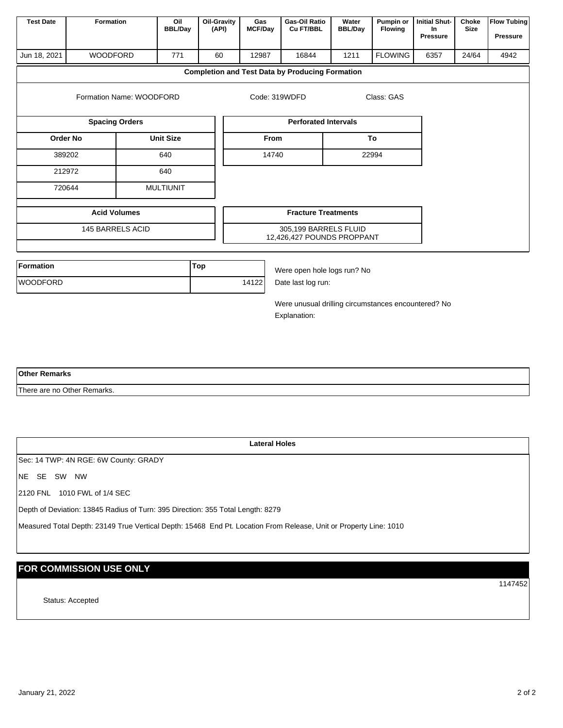| Test Date | Formation | Oil BBL/Day | Oil-Gravity (API) | Gas MCF/Day | Gas-Oil Ratio Cu FT/BBL | Water BBL/Day | Pumpin or Flowing | Initial Shut-In Pressure | Choke Size | Flow Tubing Pressure |
|---|---|---|---|---|---|---|---|---|---|---|
| Jun 18, 2021 | WOODFORD | 771 | 60 | 12987 | 16844 | 1211 | FLOWING | 6357 | 24/64 | 4942 |

## Completion and Test Data by Producing Formation

Formation Name: WOODFORD    Code: 319WDFD    Class: GAS

**Spacing Orders**

| Order No | Unit Size |
|---|---|
| 389202 | 640 |
| 212972 | 640 |
| 720644 | MULTIUNIT |

**Perforated Intervals**

| From | To |
|---|---|
| 14740 | 22994 |

**Acid Volumes**

145 BARRELS ACID

**Fracture Treatments**

305,199 BARRELS FLUID
12,426,427 POUNDS PROPPANT

| Formation | Top |
|---|---|
| WOODFORD | 14122 |

Were open hole logs run? No
Date last log run:

Were unusual drilling circumstances encountered? No
Explanation:

**Other Remarks**

There are no Other Remarks.

**Lateral Holes**

Sec: 14 TWP: 4N RGE: 6W County: GRADY

NE SE SW NW

2120 FNL 1010 FWL of 1/4 SEC

Depth of Deviation: 13845 Radius of Turn: 395 Direction: 355 Total Length: 8279

Measured Total Depth: 23149 True Vertical Depth: 15468 End Pt. Location From Release, Unit or Property Line: 1010

## FOR COMMISSION USE ONLY

1147452

Status: Accepted

January 21, 2022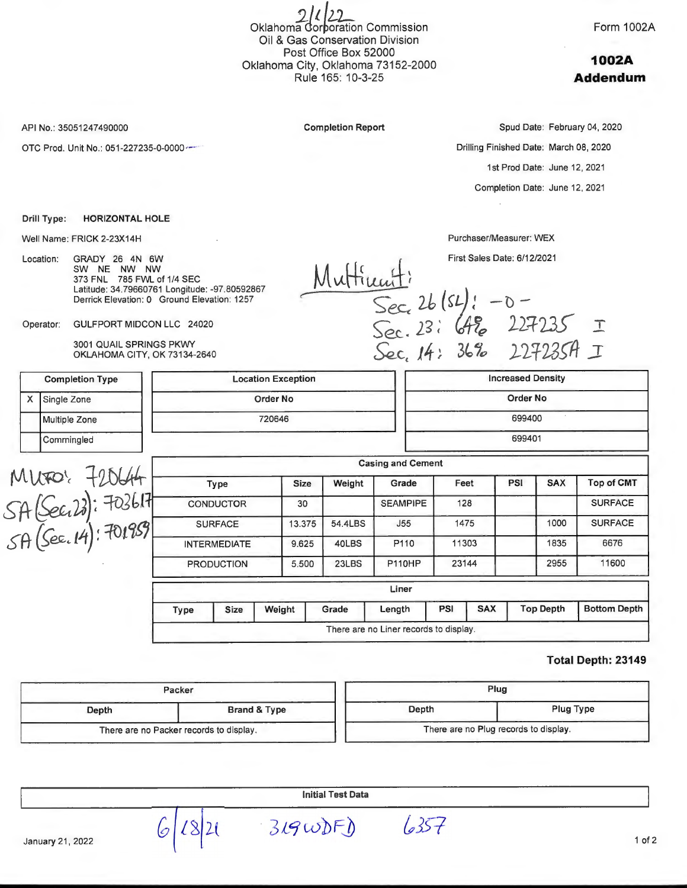2/1/22

Oklahoma Corporation Commission
Oil & Gas Conservation Division
Post Office Box 52000
Oklahoma City, Oklahoma 73152-2000
Rule 165: 10-3-25

Form 1002A

**1002A Addendum**

API No.: 35051247490000

OTC Prod. Unit No.: 051-227235-0-0000

**Completion Report**

Spud Date: February 04, 2020

Drilling Finished Date: March 08, 2020

1st Prod Date: June 12, 2021

Completion Date: June 12, 2021

**Drill Type:** **HORIZONTAL HOLE**

Well Name: FRICK 2-23X14H

Location: GRADY 26 4N 6W
SW NE NW NW
373 FNL 785 FWL of 1/4 SEC
Latitude: 34.79660761 Longitude: -97.80592867
Derrick Elevation: 0 Ground Elevation: 1257

Operator: GULFPORT MIDCON LLC 24020

3001 QUAIL SPRINGS PKWY
OKLAHOMA CITY, OK 73134-2640

Purchaser/Measurer: WEX

First Sales Date: 6/12/2021

Multiunit:
Sec. 26 (SL): -0-
Sec. 23: 64% 227235 I
Sec. 14: 36% 227235A I

| Completion Type | |
|---|---|
| X | Single Zone |
| | Multiple Zone |
| | Commingled |

| Location Exception |
|---|
| Order No |
| 720646 |

| Increased Density |
|---|
| Order No |
| 699400 |
| 699401 |

MUFO: 720644
SA (Sec. 23): 703617
SA (Sec. 14): 701959

| Casing and Cement | | | | | | | |
|---|---|---|---|---|---|---|---|
| Type | Size | Weight | Grade | Feet | PSI | SAX | Top of CMT |
| CONDUCTOR | 30 | | SEAMPIPE | 128 | | | SURFACE |
| SURFACE | 13.375 | 54.4LBS | J55 | 1475 | | 1000 | SURFACE |
| INTERMEDIATE | 9.625 | 40LBS | P110 | 11303 | | 1835 | 6676 |
| PRODUCTION | 5.500 | 23LBS | P110HP | 23144 | | 2955 | 11600 |

| Liner | | | | | | | | |
|---|---|---|---|---|---|---|---|---|
| Type | Size | Weight | Grade | Length | PSI | SAX | Top Depth | Bottom Depth |
| There are no Liner records to display. | | | | | | | | |

**Total Depth: 23149**

| Packer | |
|---|---|
| Depth | Brand & Type |
| There are no Packer records to display. | |

| Plug | |
|---|---|
| Depth | Plug Type |
| There are no Plug records to display. | |

**Initial Test Data**

6/18/21 319WDFD 6357

January 21, 2022